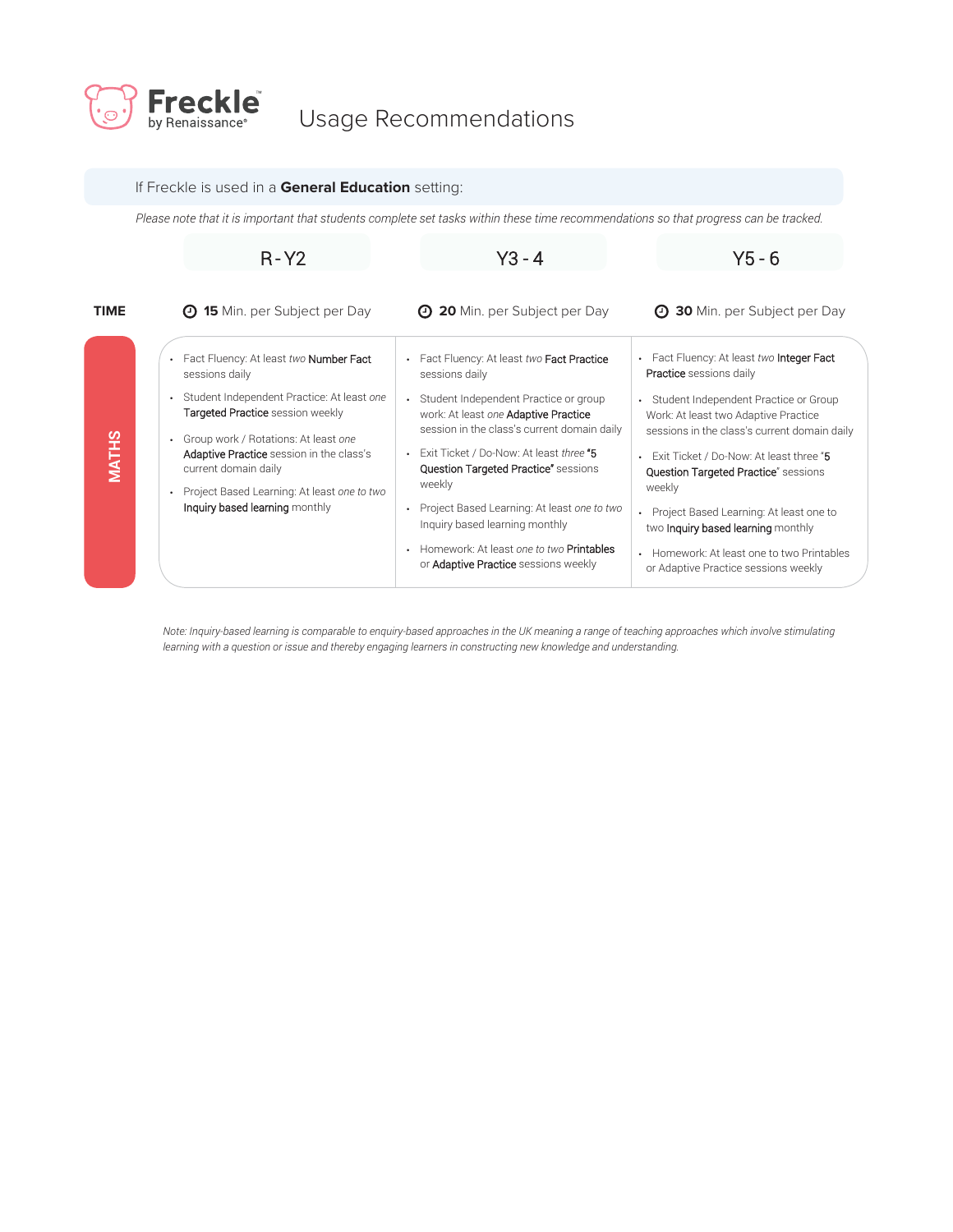# Freckle by Renaissance — Usage Recommendations

If Freckle is used in a **General Education** setting:

*Please note that it is important that students complete set tasks within these time recommendations so that progress can be tracked.*

| | R - Y2 | Y3 - 4 | Y5 - 6 |
|---|---|---|---|
| **TIME** | **15** Min. per Subject per Day | **20** Min. per Subject per Day | **30** Min. per Subject per Day |
| **MATHS** | • Fact Fluency: At least *two* Number Fact sessions daily<br>• Student Independent Practice: At least *one* Targeted Practice session weekly<br>• Group work / Rotations: At least *one* Adaptive Practice session in the class's current domain daily<br>• Project Based Learning: At least *one to two* Inquiry based learning monthly | • Fact Fluency: At least *two* Fact Practice sessions daily<br>• Student Independent Practice or group work: At least *one* Adaptive Practice session in the class's current domain daily<br>• Exit Ticket / Do-Now: At least *three* "5 Question Targeted Practice" sessions weekly<br>• Project Based Learning: At least *one to two* Inquiry based learning monthly<br>• Homework: At least *one to two* Printables or Adaptive Practice sessions weekly | • Fact Fluency: At least *two* Integer Fact Practice sessions daily<br>• Student Independent Practice or Group Work: At least two Adaptive Practice sessions in the class's current domain daily<br>• Exit Ticket / Do-Now: At least three "5 Question Targeted Practice" sessions weekly<br>• Project Based Learning: At least one to two Inquiry based learning monthly<br>• Homework: At least one to two Printables or Adaptive Practice sessions weekly |

*Note: Inquiry-based learning is comparable to enquiry-based approaches in the UK meaning a range of teaching approaches which involve stimulating learning with a question or issue and thereby engaging learners in constructing new knowledge and understanding.*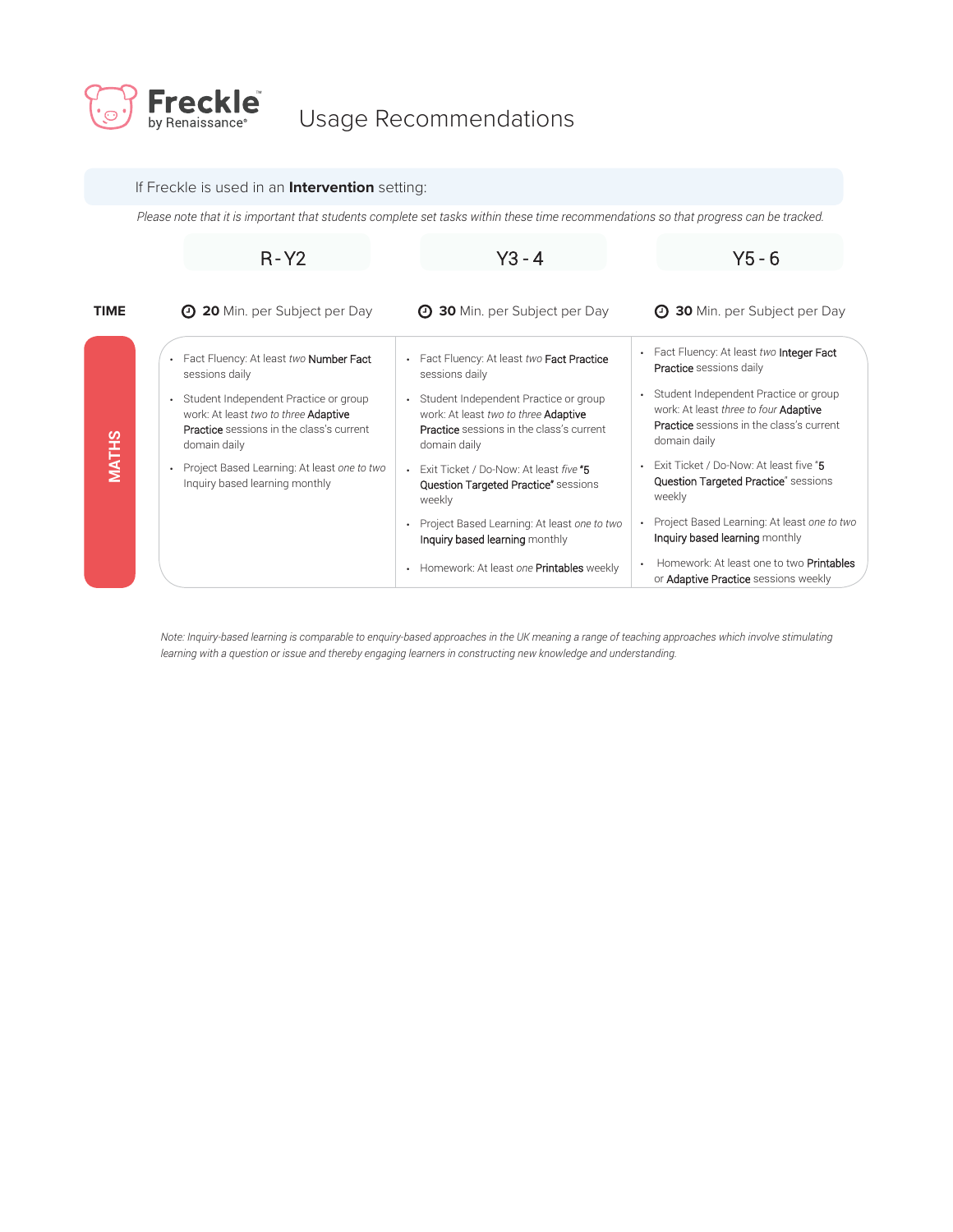# Freckle by Renaissance — Usage Recommendations

If Freckle is used in an **Intervention** setting:

*Please note that it is important that students complete set tasks within these time recommendations so that progress can be tracked.*

| | R - Y2 | Y3 - 4 | Y5 - 6 |
|---|---|---|---|
| **TIME** | **20** Min. per Subject per Day | **30** Min. per Subject per Day | **30** Min. per Subject per Day |
| **MATHS** | • Fact Fluency: At least *two* Number Fact sessions daily<br>• Student Independent Practice or group work: At least *two to three* Adaptive Practice sessions in the class's current domain daily<br>• Project Based Learning: At least *one to two* Inquiry based learning monthly | • Fact Fluency: At least *two* Fact Practice sessions daily<br>• Student Independent Practice or group work: At least *two to three* Adaptive Practice sessions in the class's current domain daily<br>• Exit Ticket / Do-Now: At least *five* "5 Question Targeted Practice" sessions weekly<br>• Project Based Learning: At least *one to two* Inquiry based learning monthly<br>• Homework: At least *one* Printables weekly | • Fact Fluency: At least *two* Integer Fact Practice sessions daily<br>• Student Independent Practice or group work: At least *three to four* Adaptive Practice sessions in the class's current domain daily<br>• Exit Ticket / Do-Now: At least five "5 Question Targeted Practice" sessions weekly<br>• Project Based Learning: At least *one to two* Inquiry based learning monthly<br>• Homework: At least one to two Printables or Adaptive Practice sessions weekly |

*Note: Inquiry-based learning is comparable to enquiry-based approaches in the UK meaning a range of teaching approaches which involve stimulating learning with a question or issue and thereby engaging learners in constructing new knowledge and understanding.*